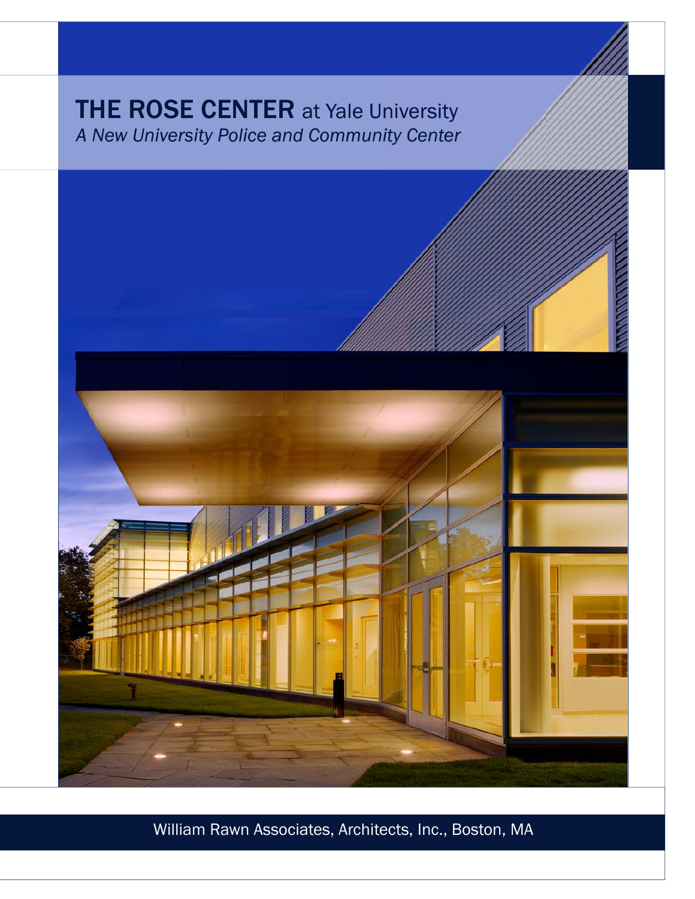# THE ROSE CENTER at Yale University

*A New University Police and Community Center*

William Rawn Associates, Architects, Inc., Boston, MA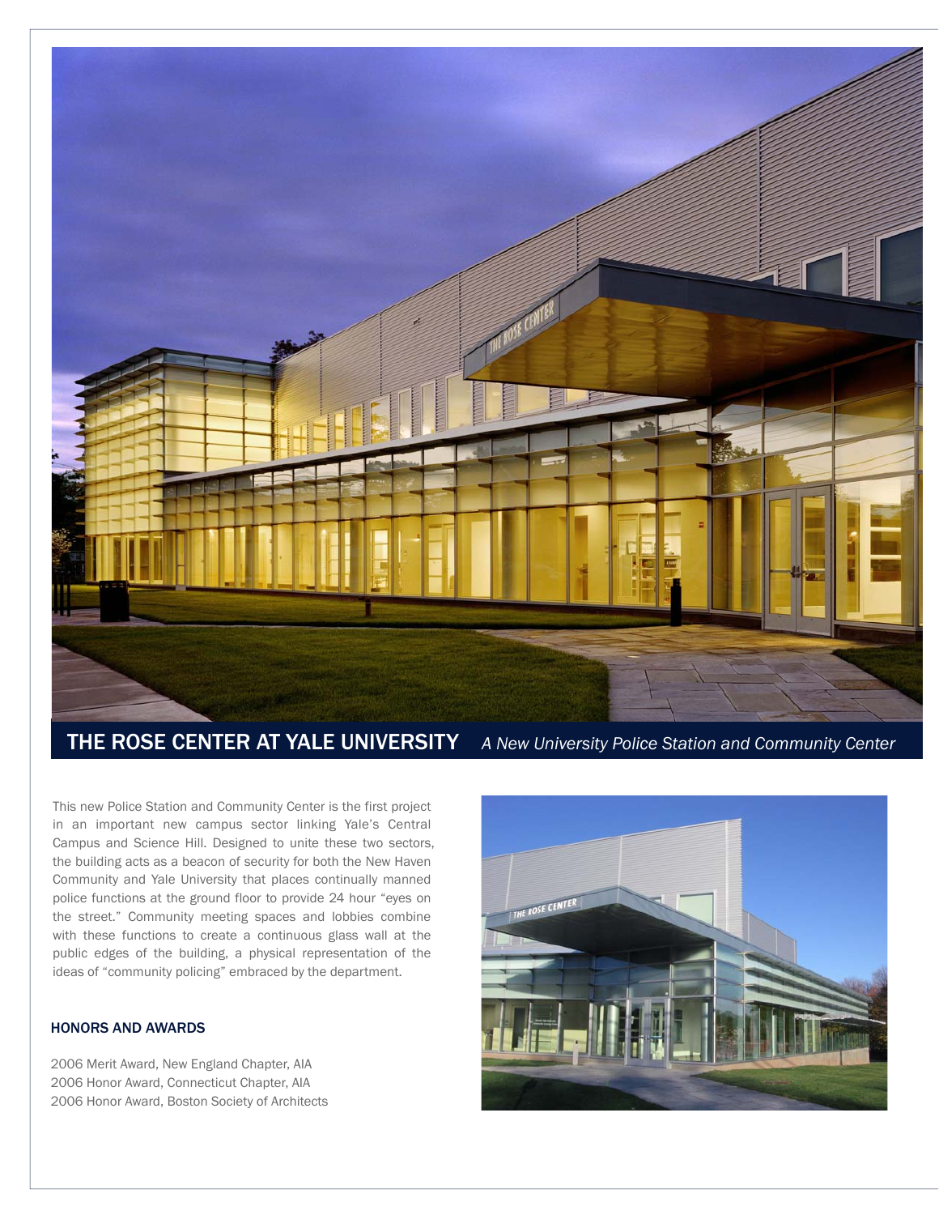# THE ROSE CENTER AT YALE UNIVERSITY

*A New University Police Station and Community Center*

This new Police Station and Community Center is the first project in an important new campus sector linking Yale's Central Campus and Science Hill. Designed to unite these two sectors, the building acts as a beacon of security for both the New Haven Community and Yale University that places continually manned police functions at the ground floor to provide 24 hour "eyes on the street." Community meeting spaces and lobbies combine with these functions to create a continuous glass wall at the public edges of the building, a physical representation of the ideas of "community policing" embraced by the department.

## HONORS AND AWARDS

2006 Merit Award, New England Chapter, AIA
2006 Honor Award, Connecticut Chapter, AIA
2006 Honor Award, Boston Society of Architects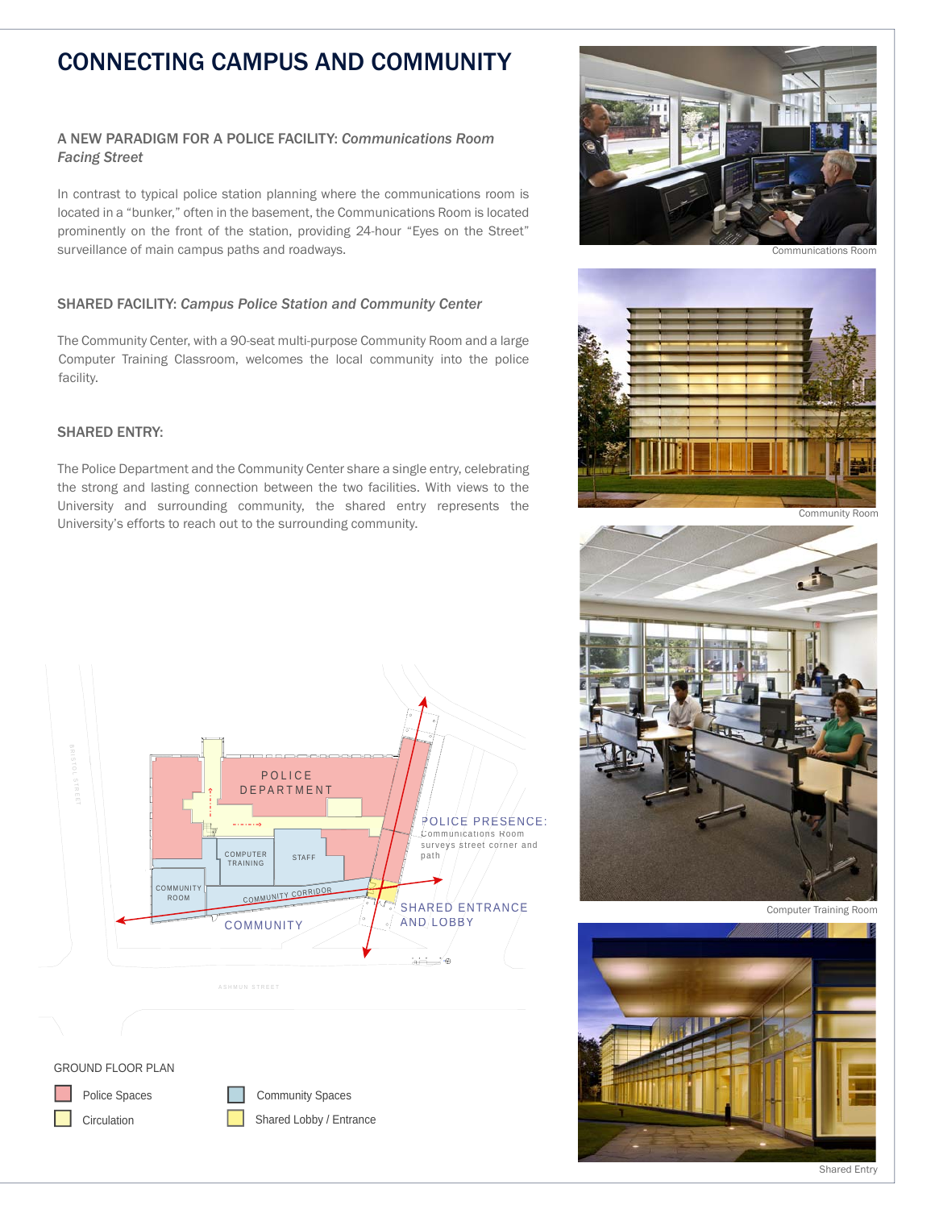# CONNECTING CAMPUS AND COMMUNITY

### A NEW PARADIGM FOR A POLICE FACILITY: *Communications Room Facing Street*

In contrast to typical police station planning where the communications room is located in a "bunker," often in the basement, the Communications Room is located prominently on the front of the station, providing 24-hour "Eyes on the Street" surveillance of main campus paths and roadways.

### SHARED FACILITY: *Campus Police Station and Community Center*

The Community Center, with a 90-seat multi-purpose Community Room and a large Computer Training Classroom, welcomes the local community into the police facility.

### SHARED ENTRY:

The Police Department and the Community Center share a single entry, celebrating the strong and lasting connection between the two facilities. With views to the University and surrounding community, the shared entry represents the University's efforts to reach out to the surrounding community.

BRISTOL STREET

POLICE DEPARTMENT

POLICE PRESENCE: Communications Room surveys street corner and path

COMPUTER TRAINING

STAFF

COMMUNITY ROOM

COMMUNITY CORRIDOR

COMMUNITY

SHARED ENTRANCE AND LOBBY

ASHMUN STREET

GROUND FLOOR PLAN

- Police Spaces
- Circulation
- Community Spaces
- Shared Lobby / Entrance

Communications Room

Community Room

Computer Training Room

Shared Entry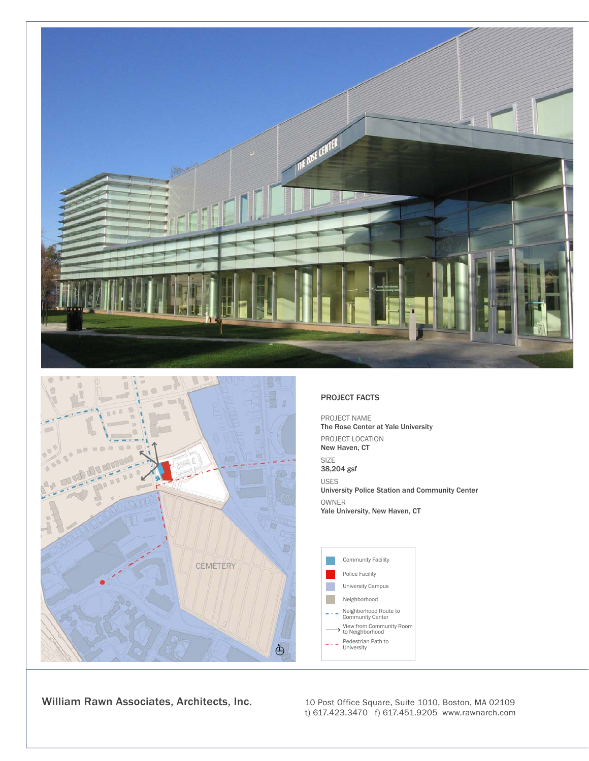## PROJECT FACTS

PROJECT NAME
**The Rose Center at Yale University**

PROJECT LOCATION
**New Haven, CT**

SIZE
**38,204 gsf**

USES
**University Police Station and Community Center**

OWNER
**Yale University, New Haven, CT**

CEMETERY

Community Facility
Police Facility
University Campus
Neighborhood
Neighborhood Route to Community Center
View from Community Room to Neighborhood
Pedestrian Path to University

**William Rawn Associates, Architects, Inc.**

10 Post Office Square, Suite 1010, Boston, MA 02109
t) 617.423.3470 f) 617.451.9205 www.rawnarch.com